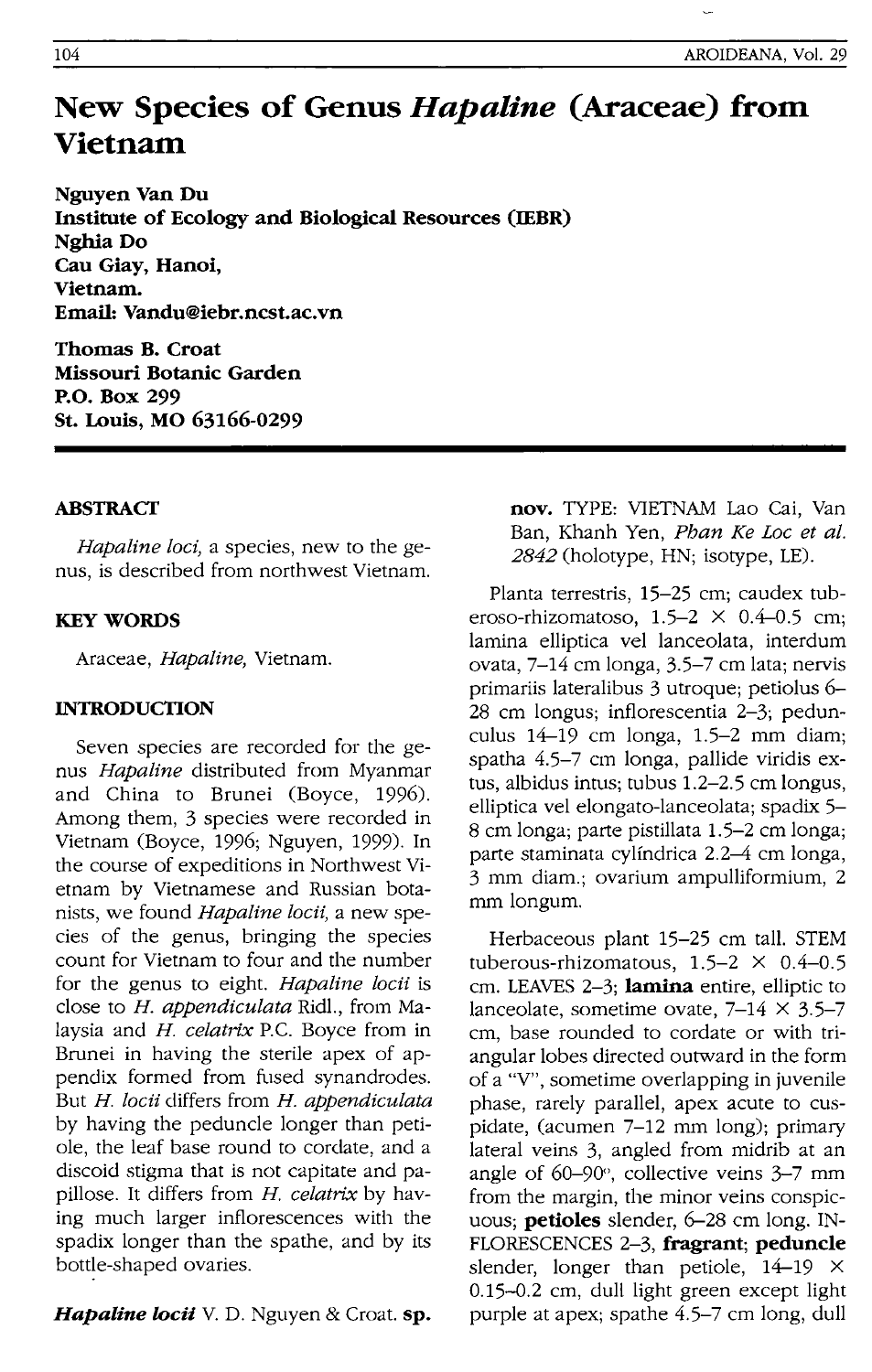# New Species of Genus *Hapaline* (Araceae) from Vietnam

**Nguyen Van Du**
**Institute of Ecology and Biological Resources (IEBR)**
**Nghia Do**
**Cau Giay, Hanoi,**
**Vietnam.**
**Email: Vandu@iebr.ncst.ac.vn**

**Thomas B. Croat**
**Missouri Botanic Garden**
**P.O. Box 299**
**St. Louis, MO 63166-0299**

## ABSTRACT

*Hapaline loci,* a species, new to the genus, is described from northwest Vietnam.

## KEY WORDS

Araceae, *Hapaline,* Vietnam.

## INTRODUCTION

Seven species are recorded for the genus *Hapaline* distributed from Myanmar and China to Brunei (Boyce, 1996). Among them, 3 species were recorded in Vietnam (Boyce, 1996; Nguyen, 1999). In the course of expeditions in Northwest Vietnam by Vietnamese and Russian botanists, we found *Hapaline locii,* a new species of the genus, bringing the species count for Vietnam to four and the number for the genus to eight. *Hapaline locii* is close to *H. appendiculata* Ridl., from Malaysia and *H. celatrix* P.C. Boyce from in Brunei in having the sterile apex of appendix formed from fused synandrodes. But *H. locii* differs from *H. appendiculata* by having the peduncle longer than petiole, the leaf base round to cordate, and a discoid stigma that is not capitate and papillose. It differs from *H. celatrix* by having much larger inflorescences with the spadix longer than the spathe, and by its bottle-shaped ovaries.

***Hapaline locii*** V. D. Nguyen & Croat. **sp. nov.** TYPE: VIETNAM Lao Cai, Van Ban, Khanh Yen, *Phan Ke Loc et al. 2842* (holotype, HN; isotype, LE).

Planta terrestris, 15–25 cm; caudex tuberoso-rhizomatoso, 1.5–2 × 0.4–0.5 cm; lamina elliptica vel lanceolata, interdum ovata, 7–14 cm longa, 3.5–7 cm lata; nervis primariis lateralibus 3 utroque; petiolus 6–28 cm longus; inflorescentia 2–3; pedunculus 14–19 cm longa, 1.5–2 mm diam; spatha 4.5–7 cm longa, pallide viridis extus, albidus intus; tubus 1.2–2.5 cm longus, elliptica vel elongato-lanceolata; spadix 5–8 cm longa; parte pistillata 1.5–2 cm longa; parte staminata cylíndrica 2.2–4 cm longa, 3 mm diam.; ovarium ampulliformium, 2 mm longum.

Herbaceous plant 15–25 cm tall. STEM tuberous-rhizomatous, 1.5–2 × 0.4–0.5 cm. LEAVES 2–3; **lamina** entire, elliptic to lanceolate, sometime ovate, 7–14 × 3.5–7 cm, base rounded to cordate or with triangular lobes directed outward in the form of a "V", sometime overlapping in juvenile phase, rarely parallel, apex acute to cuspidate, (acumen 7–12 mm long); primary lateral veins 3, angled from midrib at an angle of 60–90°, collective veins 3–7 mm from the margin, the minor veins conspicuous; **petioles** slender, 6–28 cm long. INFLORESCENCES 2–3, **fragrant**; **peduncle** slender, longer than petiole, 14–19 × 0.15–0.2 cm, dull light green except light purple at apex; spathe 4.5–7 cm long, dull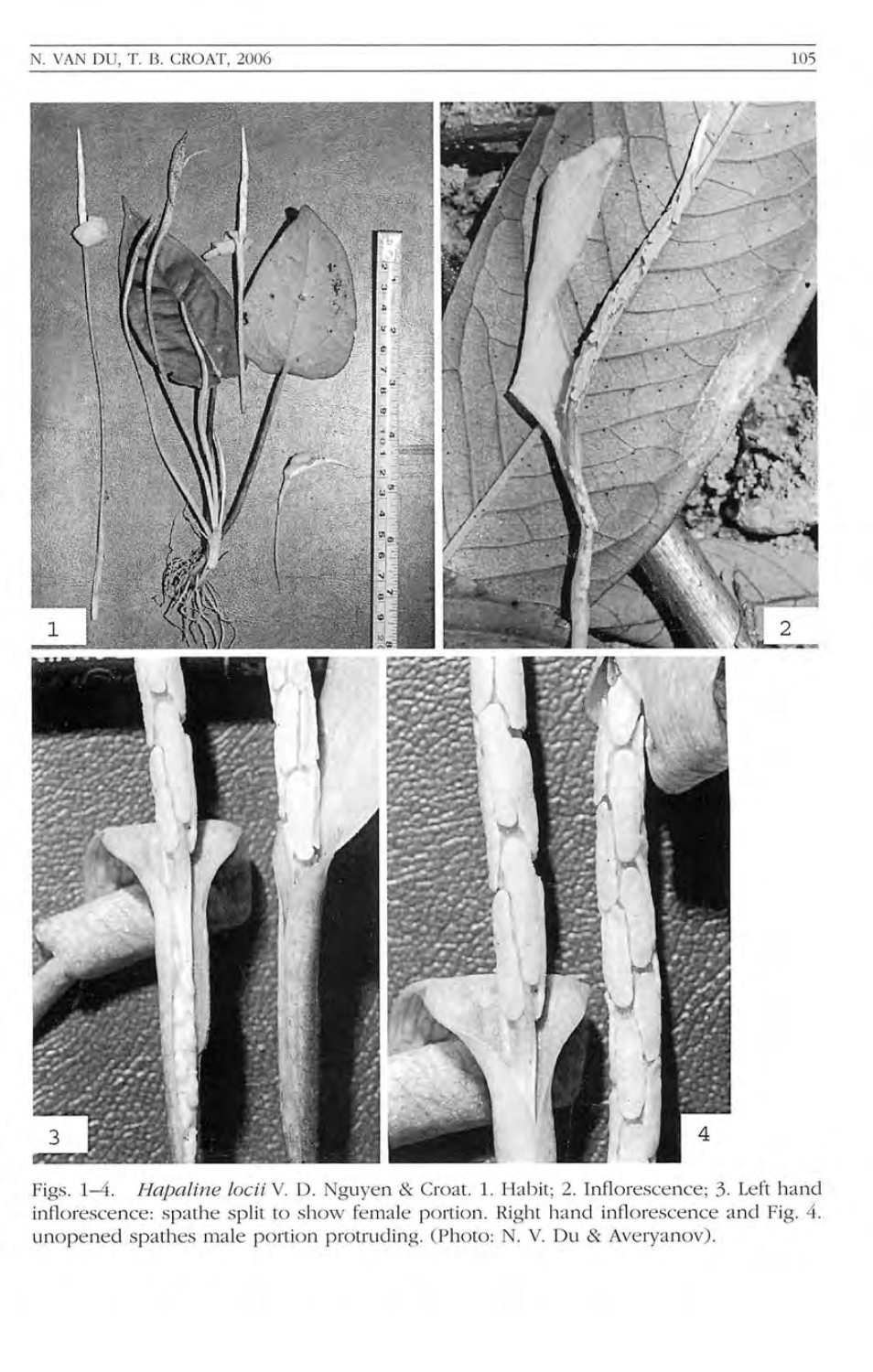Figs. 1–4. *Hapaline locii* V. D. Nguyen & Croat. 1. Habit; 2. Inflorescence; 3. Left hand inflorescence: spathe split to show female portion. Right hand inflorescence and Fig. 4. unopened spathes male portion protruding. (Photo: N. V. Du & Averyanov).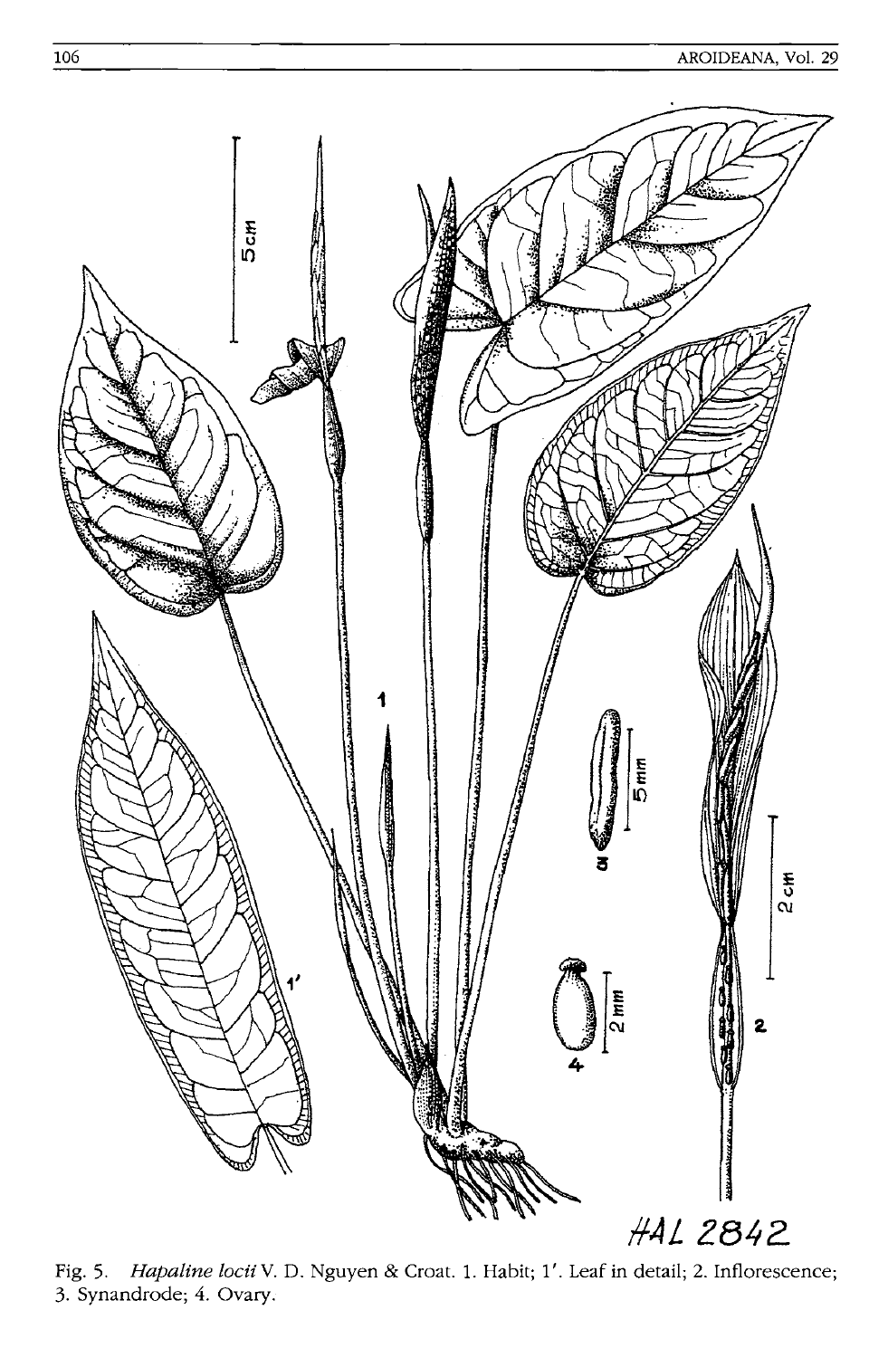Fig. 5. *Hapaline locii* V. D. Nguyen & Croat. 1. Habit; 1'. Leaf in detail; 2. Inflorescence; 3. Synandrode; 4. Ovary.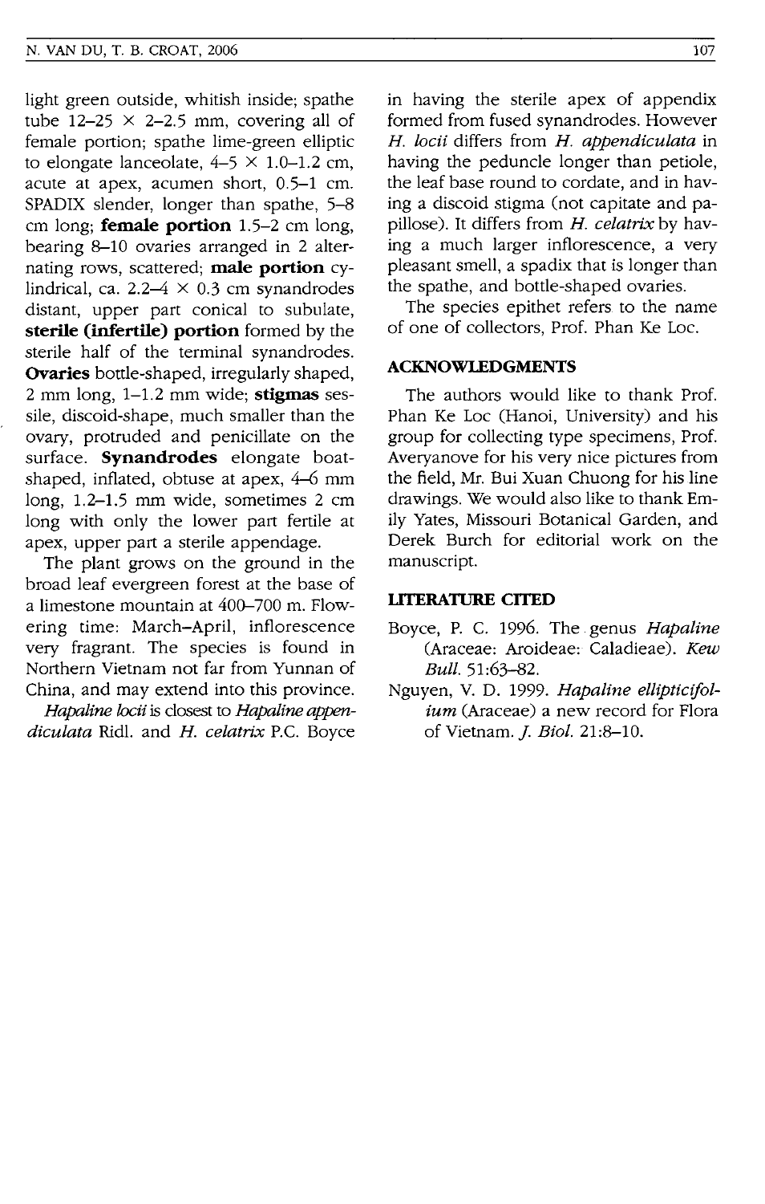light green outside, whitish inside; spathe tube 12–25 × 2–2.5 mm, covering all of female portion; spathe lime-green elliptic to elongate lanceolate, 4–5 × 1.0–1.2 cm, acute at apex, acumen short, 0.5–1 cm. SPADIX slender, longer than spathe, 5–8 cm long; **female portion** 1.5–2 cm long, bearing 8–10 ovaries arranged in 2 alternating rows, scattered; **male portion** cylindrical, ca. 2.2–4 × 0.3 cm synandrodes distant, upper part conical to subulate, **sterile (infertile) portion** formed by the sterile half of the terminal synandrodes. **Ovaries** bottle-shaped, irregularly shaped, 2 mm long, 1–1.2 mm wide; **stigmas** sessile, discoid-shape, much smaller than the ovary, protruded and penicillate on the surface. **Synandrodes** elongate boat-shaped, inflated, obtuse at apex, 4–6 mm long, 1.2–1.5 mm wide, sometimes 2 cm long with only the lower part fertile at apex, upper part a sterile appendage.

The plant grows on the ground in the broad leaf evergreen forest at the base of a limestone mountain at 400–700 m. Flowering time: March–April, inflorescence very fragrant. The species is found in Northern Vietnam not far from Yunnan of China, and may extend into this province.

*Hapaline locii* is closest to *Hapaline appendiculata* Ridl. and *H. celatrix* P.C. Boyce in having the sterile apex of appendix formed from fused synandrodes. However *H. locii* differs from *H. appendiculata* in having the peduncle longer than petiole, the leaf base round to cordate, and in having a discoid stigma (not capitate and papillose). It differs from *H. celatrix* by having a much larger inflorescence, a very pleasant smell, a spadix that is longer than the spathe, and bottle-shaped ovaries.

The species epithet refers to the name of one of collectors, Prof. Phan Ke Loc.

## ACKNOWLEDGMENTS

The authors would like to thank Prof. Phan Ke Loc (Hanoi, University) and his group for collecting type specimens, Prof. Averyanove for his very nice pictures from the field, Mr. Bui Xuan Chuong for his line drawings. We would also like to thank Emily Yates, Missouri Botanical Garden, and Derek Burch for editorial work on the manuscript.

## LITERATURE CITED

Boyce, P. C. 1996. The genus *Hapaline* (Araceae: Aroideae: Caladieae). *Kew Bull.* 51:63–82.

Nguyen, V. D. 1999. *Hapaline ellipticifolium* (Araceae) a new record for Flora of Vietnam. *J. Biol.* 21:8–10.